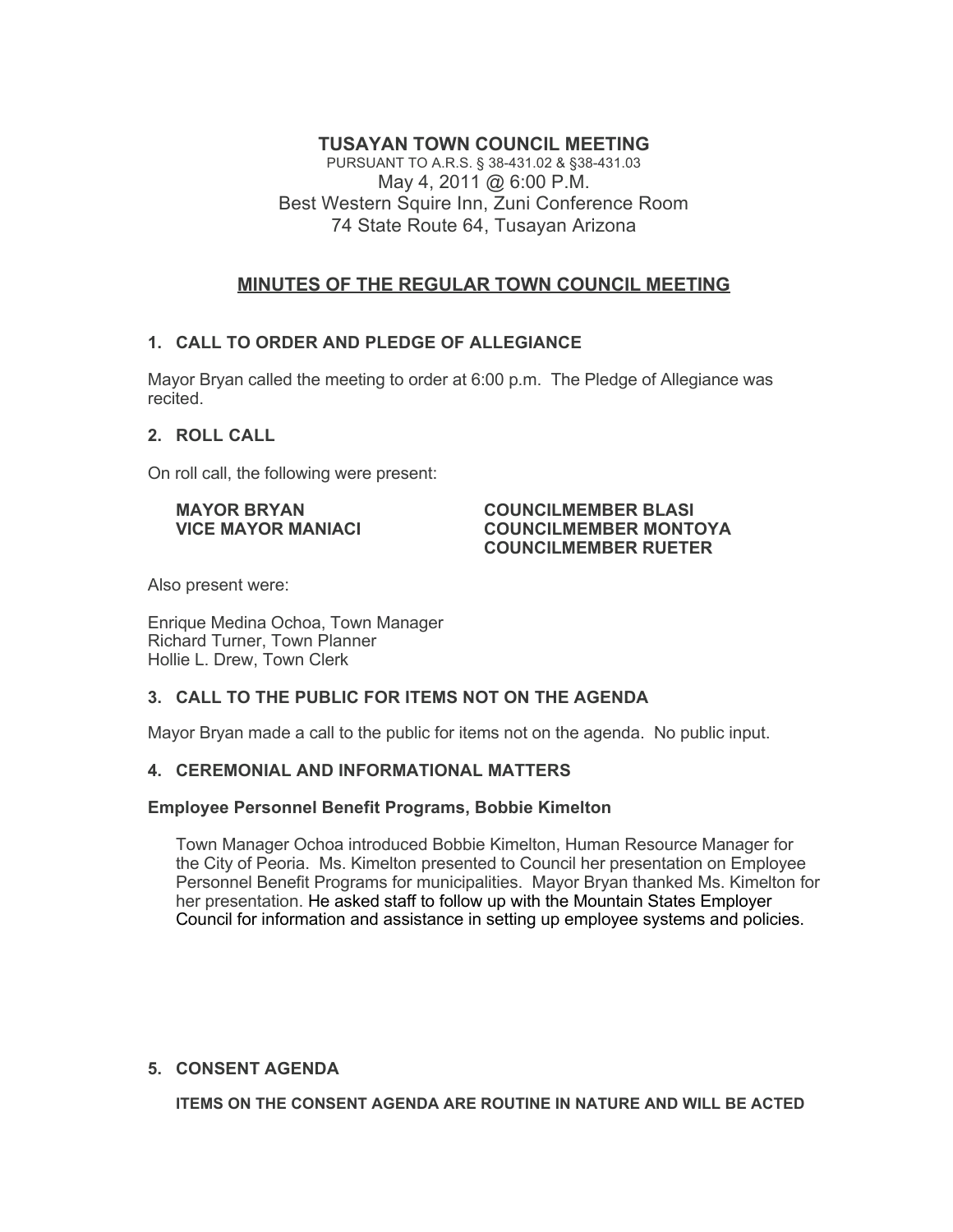**TUSAYAN TOWN COUNCIL MEETING**

PURSUANT TO A.R.S. § 38-431.02 & §38-431.03

May 4, 2011 @ 6:00 P.M.

Best Western Squire Inn, Zuni Conference Room

74 State Route 64, Tusayan Arizona

## MINUTES OF THE REGULAR TOWN COUNCIL MEETING

### 1. CALL TO ORDER AND PLEDGE OF ALLEGIANCE

Mayor Bryan called the meeting to order at 6:00 p.m. The Pledge of Allegiance was recited.

### 2. ROLL CALL

On roll call, the following were present:

**MAYOR BRYAN**
**VICE MAYOR MANIACI**
**COUNCILMEMBER BLASI**
**COUNCILMEMBER MONTOYA**
**COUNCILMEMBER RUETER**

Also present were:

Enrique Medina Ochoa, Town Manager
Richard Turner, Town Planner
Hollie L. Drew, Town Clerk

### 3. CALL TO THE PUBLIC FOR ITEMS NOT ON THE AGENDA

Mayor Bryan made a call to the public for items not on the agenda. No public input.

### 4. CEREMONIAL AND INFORMATIONAL MATTERS

**Employee Personnel Benefit Programs, Bobbie Kimelton**

Town Manager Ochoa introduced Bobbie Kimelton, Human Resource Manager for the City of Peoria. Ms. Kimelton presented to Council her presentation on Employee Personnel Benefit Programs for municipalities. Mayor Bryan thanked Ms. Kimelton for her presentation. He asked staff to follow up with the Mountain States Employer Council for information and assistance in setting up employee systems and policies.

### 5. CONSENT AGENDA

**ITEMS ON THE CONSENT AGENDA ARE ROUTINE IN NATURE AND WILL BE ACTED**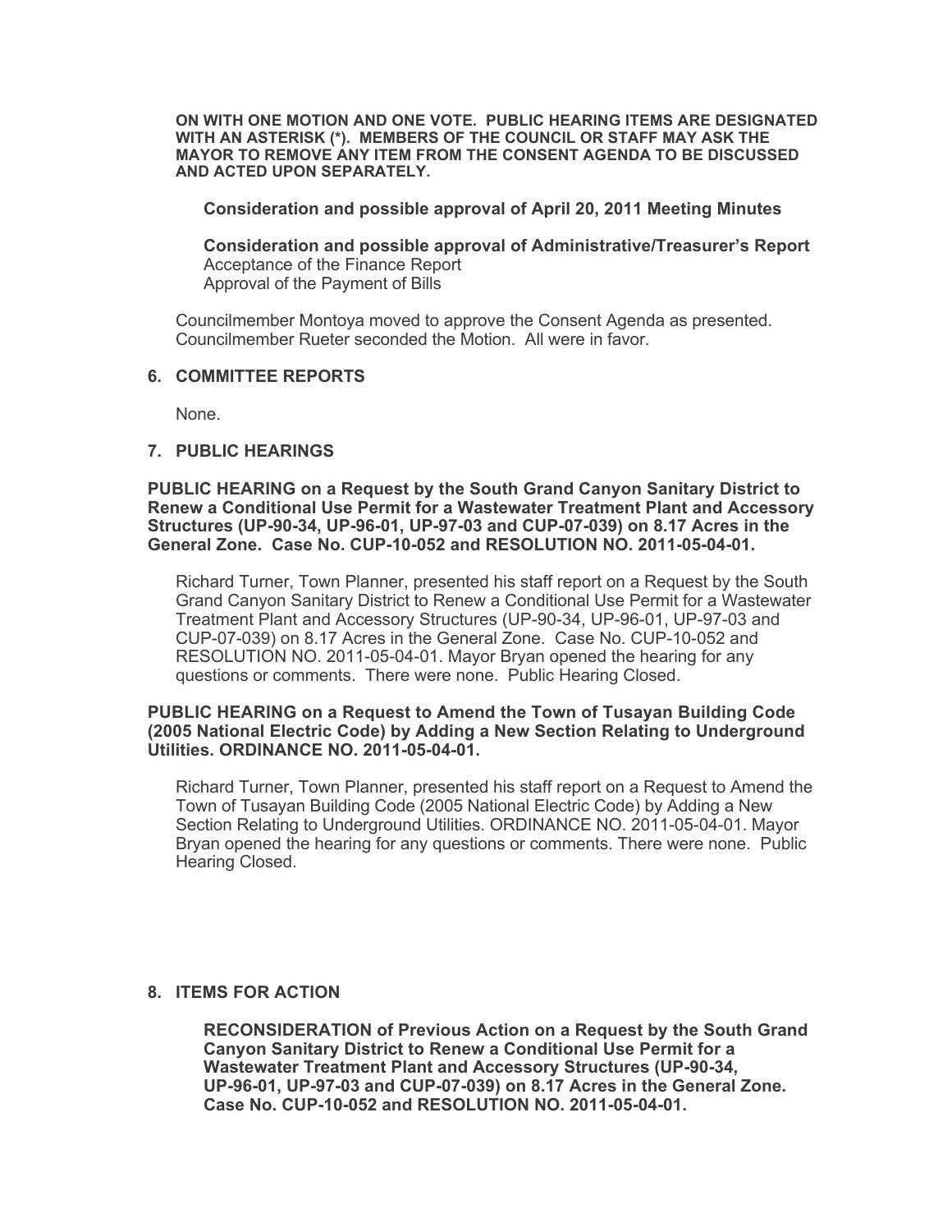**ON WITH ONE MOTION AND ONE VOTE. PUBLIC HEARING ITEMS ARE DESIGNATED WITH AN ASTERISK (*). MEMBERS OF THE COUNCIL OR STAFF MAY ASK THE MAYOR TO REMOVE ANY ITEM FROM THE CONSENT AGENDA TO BE DISCUSSED AND ACTED UPON SEPARATELY.**

**Consideration and possible approval of April 20, 2011 Meeting Minutes**

**Consideration and possible approval of Administrative/Treasurer's Report**
Acceptance of the Finance Report
Approval of the Payment of Bills

Councilmember Montoya moved to approve the Consent Agenda as presented. Councilmember Rueter seconded the Motion. All were in favor.

## 6. COMMITTEE REPORTS

None.

## 7. PUBLIC HEARINGS

**PUBLIC HEARING on a Request by the South Grand Canyon Sanitary District to Renew a Conditional Use Permit for a Wastewater Treatment Plant and Accessory Structures (UP-90-34, UP-96-01, UP-97-03 and CUP-07-039) on 8.17 Acres in the General Zone. Case No. CUP-10-052 and RESOLUTION NO. 2011-05-04-01.**

Richard Turner, Town Planner, presented his staff report on a Request by the South Grand Canyon Sanitary District to Renew a Conditional Use Permit for a Wastewater Treatment Plant and Accessory Structures (UP-90-34, UP-96-01, UP-97-03 and CUP-07-039) on 8.17 Acres in the General Zone. Case No. CUP-10-052 and RESOLUTION NO. 2011-05-04-01. Mayor Bryan opened the hearing for any questions or comments. There were none. Public Hearing Closed.

**PUBLIC HEARING on a Request to Amend the Town of Tusayan Building Code (2005 National Electric Code) by Adding a New Section Relating to Underground Utilities. ORDINANCE NO. 2011-05-04-01.**

Richard Turner, Town Planner, presented his staff report on a Request to Amend the Town of Tusayan Building Code (2005 National Electric Code) by Adding a New Section Relating to Underground Utilities. ORDINANCE NO. 2011-05-04-01. Mayor Bryan opened the hearing for any questions or comments. There were none. Public Hearing Closed.

## 8. ITEMS FOR ACTION

**RECONSIDERATION of Previous Action on a Request by the South Grand Canyon Sanitary District to Renew a Conditional Use Permit for a Wastewater Treatment Plant and Accessory Structures (UP-90-34, UP-96-01, UP-97-03 and CUP-07-039) on 8.17 Acres in the General Zone. Case No. CUP-10-052 and RESOLUTION NO. 2011-05-04-01.**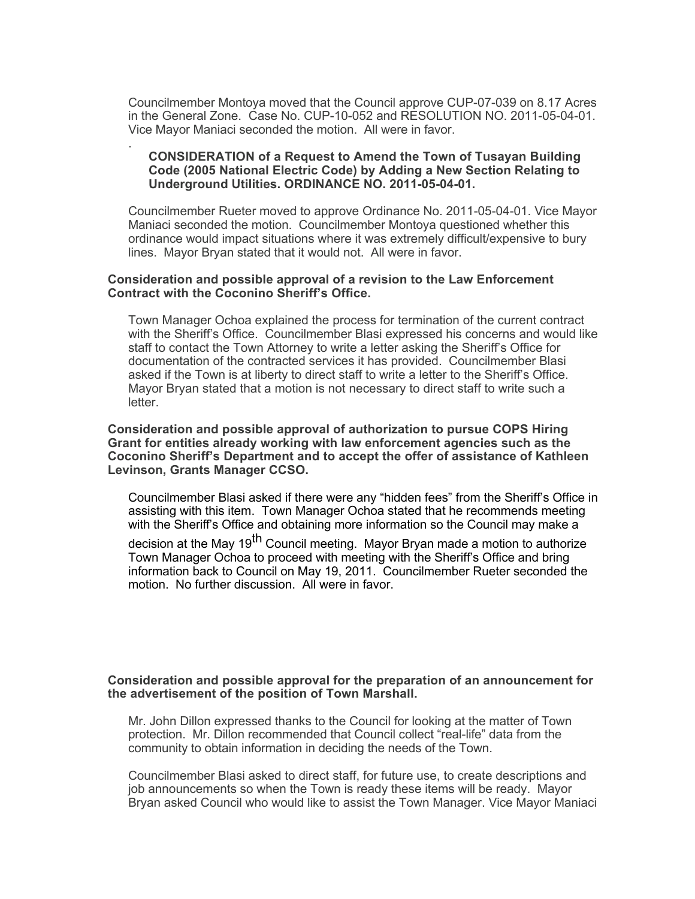Councilmember Montoya moved that the Council approve CUP-07-039 on 8.17 Acres in the General Zone. Case No. CUP-10-052 and RESOLUTION NO. 2011-05-04-01. Vice Mayor Maniaci seconded the motion. All were in favor.

.

**CONSIDERATION of a Request to Amend the Town of Tusayan Building Code (2005 National Electric Code) by Adding a New Section Relating to Underground Utilities. ORDINANCE NO. 2011-05-04-01.**

Councilmember Rueter moved to approve Ordinance No. 2011-05-04-01. Vice Mayor Maniaci seconded the motion. Councilmember Montoya questioned whether this ordinance would impact situations where it was extremely difficult/expensive to bury lines. Mayor Bryan stated that it would not. All were in favor.

**Consideration and possible approval of a revision to the Law Enforcement Contract with the Coconino Sheriff's Office.**

Town Manager Ochoa explained the process for termination of the current contract with the Sheriff's Office. Councilmember Blasi expressed his concerns and would like staff to contact the Town Attorney to write a letter asking the Sheriff's Office for documentation of the contracted services it has provided. Councilmember Blasi asked if the Town is at liberty to direct staff to write a letter to the Sheriff's Office. Mayor Bryan stated that a motion is not necessary to direct staff to write such a letter.

**Consideration and possible approval of authorization to pursue COPS Hiring Grant for entities already working with law enforcement agencies such as the Coconino Sheriff's Department and to accept the offer of assistance of Kathleen Levinson, Grants Manager CCSO.**

Councilmember Blasi asked if there were any "hidden fees" from the Sheriff's Office in assisting with this item. Town Manager Ochoa stated that he recommends meeting with the Sheriff's Office and obtaining more information so the Council may make a decision at the May 19th Council meeting. Mayor Bryan made a motion to authorize Town Manager Ochoa to proceed with meeting with the Sheriff's Office and bring information back to Council on May 19, 2011. Councilmember Rueter seconded the motion. No further discussion. All were in favor.

**Consideration and possible approval for the preparation of an announcement for the advertisement of the position of Town Marshall.**

Mr. John Dillon expressed thanks to the Council for looking at the matter of Town protection. Mr. Dillon recommended that Council collect "real-life" data from the community to obtain information in deciding the needs of the Town.

Councilmember Blasi asked to direct staff, for future use, to create descriptions and job announcements so when the Town is ready these items will be ready. Mayor Bryan asked Council who would like to assist the Town Manager. Vice Mayor Maniaci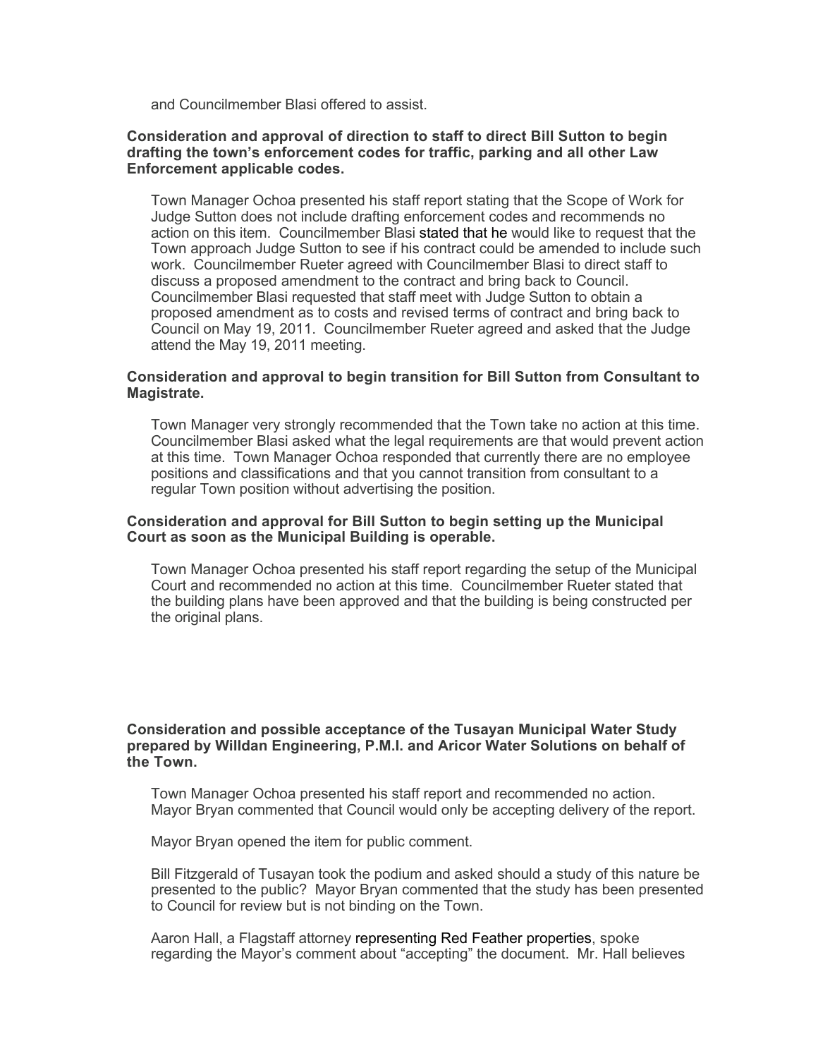and Councilmember Blasi offered to assist.

**Consideration and approval of direction to staff to direct Bill Sutton to begin drafting the town's enforcement codes for traffic, parking and all other Law Enforcement applicable codes.**

Town Manager Ochoa presented his staff report stating that the Scope of Work for Judge Sutton does not include drafting enforcement codes and recommends no action on this item. Councilmember Blasi stated that he would like to request that the Town approach Judge Sutton to see if his contract could be amended to include such work. Councilmember Rueter agreed with Councilmember Blasi to direct staff to discuss a proposed amendment to the contract and bring back to Council. Councilmember Blasi requested that staff meet with Judge Sutton to obtain a proposed amendment as to costs and revised terms of contract and bring back to Council on May 19, 2011. Councilmember Rueter agreed and asked that the Judge attend the May 19, 2011 meeting.

**Consideration and approval to begin transition for Bill Sutton from Consultant to Magistrate.**

Town Manager very strongly recommended that the Town take no action at this time. Councilmember Blasi asked what the legal requirements are that would prevent action at this time. Town Manager Ochoa responded that currently there are no employee positions and classifications and that you cannot transition from consultant to a regular Town position without advertising the position.

**Consideration and approval for Bill Sutton to begin setting up the Municipal Court as soon as the Municipal Building is operable.**

Town Manager Ochoa presented his staff report regarding the setup of the Municipal Court and recommended no action at this time. Councilmember Rueter stated that the building plans have been approved and that the building is being constructed per the original plans.

**Consideration and possible acceptance of the Tusayan Municipal Water Study prepared by Willdan Engineering, P.M.I. and Aricor Water Solutions on behalf of the Town.**

Town Manager Ochoa presented his staff report and recommended no action. Mayor Bryan commented that Council would only be accepting delivery of the report.

Mayor Bryan opened the item for public comment.

Bill Fitzgerald of Tusayan took the podium and asked should a study of this nature be presented to the public? Mayor Bryan commented that the study has been presented to Council for review but is not binding on the Town.

Aaron Hall, a Flagstaff attorney representing Red Feather properties, spoke regarding the Mayor's comment about "accepting" the document. Mr. Hall believes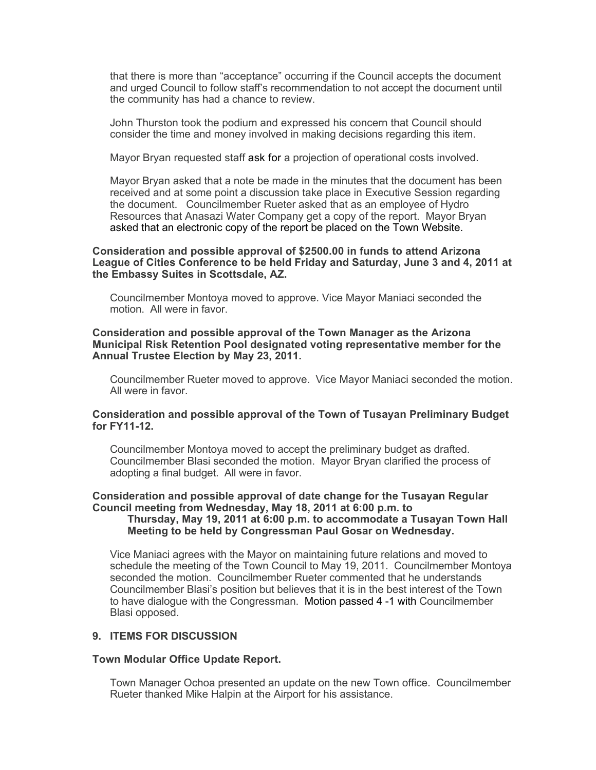that there is more than "acceptance" occurring if the Council accepts the document and urged Council to follow staff's recommendation to not accept the document until the community has had a chance to review.

John Thurston took the podium and expressed his concern that Council should consider the time and money involved in making decisions regarding this item.

Mayor Bryan requested staff ask for a projection of operational costs involved.

Mayor Bryan asked that a note be made in the minutes that the document has been received and at some point a discussion take place in Executive Session regarding the document. Councilmember Rueter asked that as an employee of Hydro Resources that Anasazi Water Company get a copy of the report. Mayor Bryan asked that an electronic copy of the report be placed on the Town Website.

**Consideration and possible approval of $2500.00 in funds to attend Arizona League of Cities Conference to be held Friday and Saturday, June 3 and 4, 2011 at the Embassy Suites in Scottsdale, AZ.**

Councilmember Montoya moved to approve. Vice Mayor Maniaci seconded the motion. All were in favor.

**Consideration and possible approval of the Town Manager as the Arizona Municipal Risk Retention Pool designated voting representative member for the Annual Trustee Election by May 23, 2011.**

Councilmember Rueter moved to approve. Vice Mayor Maniaci seconded the motion. All were in favor.

**Consideration and possible approval of the Town of Tusayan Preliminary Budget for FY11-12.**

Councilmember Montoya moved to accept the preliminary budget as drafted. Councilmember Blasi seconded the motion. Mayor Bryan clarified the process of adopting a final budget. All were in favor.

**Consideration and possible approval of date change for the Tusayan Regular Council meeting from Wednesday, May 18, 2011 at 6:00 p.m. to Thursday, May 19, 2011 at 6:00 p.m. to accommodate a Tusayan Town Hall Meeting to be held by Congressman Paul Gosar on Wednesday.**

Vice Maniaci agrees with the Mayor on maintaining future relations and moved to schedule the meeting of the Town Council to May 19, 2011. Councilmember Montoya seconded the motion. Councilmember Rueter commented that he understands Councilmember Blasi's position but believes that it is in the best interest of the Town to have dialogue with the Congressman. Motion passed 4 -1 with Councilmember Blasi opposed.

## 9. ITEMS FOR DISCUSSION

**Town Modular Office Update Report.**

Town Manager Ochoa presented an update on the new Town office. Councilmember Rueter thanked Mike Halpin at the Airport for his assistance.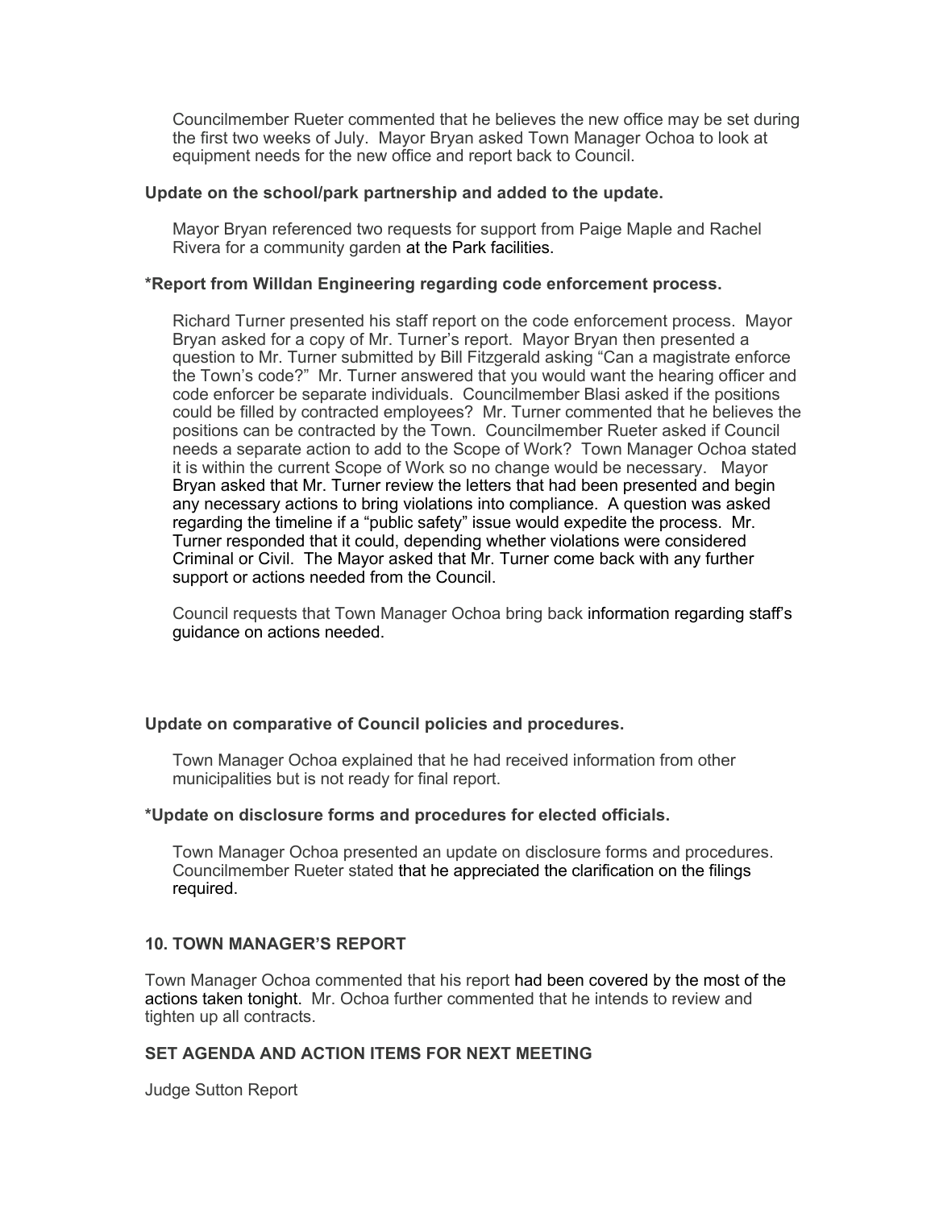Councilmember Rueter commented that he believes the new office may be set during the first two weeks of July. Mayor Bryan asked Town Manager Ochoa to look at equipment needs for the new office and report back to Council.

**Update on the school/park partnership and added to the update.**

Mayor Bryan referenced two requests for support from Paige Maple and Rachel Rivera for a community garden at the Park facilities.

**\*Report from Willdan Engineering regarding code enforcement process.**

Richard Turner presented his staff report on the code enforcement process. Mayor Bryan asked for a copy of Mr. Turner's report. Mayor Bryan then presented a question to Mr. Turner submitted by Bill Fitzgerald asking "Can a magistrate enforce the Town's code?" Mr. Turner answered that you would want the hearing officer and code enforcer be separate individuals. Councilmember Blasi asked if the positions could be filled by contracted employees? Mr. Turner commented that he believes the positions can be contracted by the Town. Councilmember Rueter asked if Council needs a separate action to add to the Scope of Work? Town Manager Ochoa stated it is within the current Scope of Work so no change would be necessary. Mayor Bryan asked that Mr. Turner review the letters that had been presented and begin any necessary actions to bring violations into compliance. A question was asked regarding the timeline if a "public safety" issue would expedite the process. Mr. Turner responded that it could, depending whether violations were considered Criminal or Civil. The Mayor asked that Mr. Turner come back with any further support or actions needed from the Council.

Council requests that Town Manager Ochoa bring back information regarding staff's guidance on actions needed.

**Update on comparative of Council policies and procedures.**

Town Manager Ochoa explained that he had received information from other municipalities but is not ready for final report.

**\*Update on disclosure forms and procedures for elected officials.**

Town Manager Ochoa presented an update on disclosure forms and procedures. Councilmember Rueter stated that he appreciated the clarification on the filings required.

**10. TOWN MANAGER'S REPORT**

Town Manager Ochoa commented that his report had been covered by the most of the actions taken tonight. Mr. Ochoa further commented that he intends to review and tighten up all contracts.

**SET AGENDA AND ACTION ITEMS FOR NEXT MEETING**

Judge Sutton Report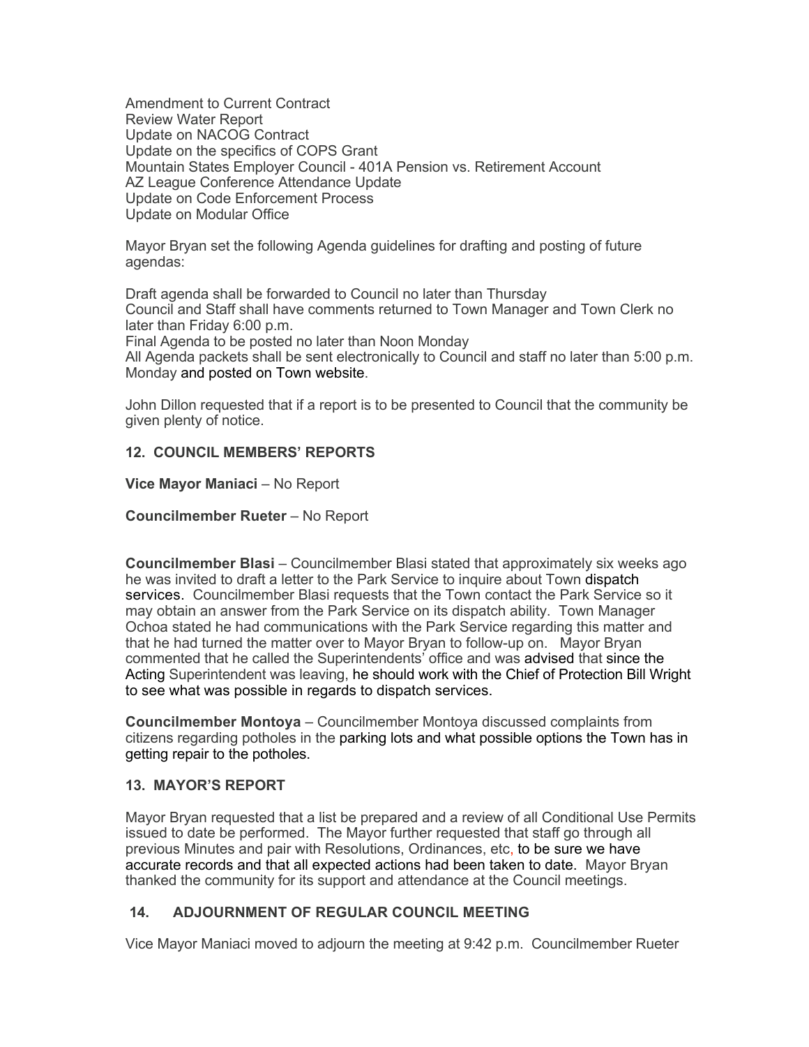Amendment to Current Contract
Review Water Report
Update on NACOG Contract
Update on the specifics of COPS Grant
Mountain States Employer Council - 401A Pension vs. Retirement Account
AZ League Conference Attendance Update
Update on Code Enforcement Process
Update on Modular Office

Mayor Bryan set the following Agenda guidelines for drafting and posting of future agendas:

Draft agenda shall be forwarded to Council no later than Thursday
Council and Staff shall have comments returned to Town Manager and Town Clerk no later than Friday 6:00 p.m.
Final Agenda to be posted no later than Noon Monday
All Agenda packets shall be sent electronically to Council and staff no later than 5:00 p.m. Monday and posted on Town website.

John Dillon requested that if a report is to be presented to Council that the community be given plenty of notice.

## 12. COUNCIL MEMBERS' REPORTS

**Vice Mayor Maniaci** – No Report

**Councilmember Rueter** – No Report

**Councilmember Blasi** – Councilmember Blasi stated that approximately six weeks ago he was invited to draft a letter to the Park Service to inquire about Town dispatch services. Councilmember Blasi requests that the Town contact the Park Service so it may obtain an answer from the Park Service on its dispatch ability. Town Manager Ochoa stated he had communications with the Park Service regarding this matter and that he had turned the matter over to Mayor Bryan to follow-up on. Mayor Bryan commented that he called the Superintendents' office and was advised that since the Acting Superintendent was leaving, he should work with the Chief of Protection Bill Wright to see what was possible in regards to dispatch services.

**Councilmember Montoya** – Councilmember Montoya discussed complaints from citizens regarding potholes in the parking lots and what possible options the Town has in getting repair to the potholes.

## 13. MAYOR'S REPORT

Mayor Bryan requested that a list be prepared and a review of all Conditional Use Permits issued to date be performed. The Mayor further requested that staff go through all previous Minutes and pair with Resolutions, Ordinances, etc, to be sure we have accurate records and that all expected actions had been taken to date. Mayor Bryan thanked the community for its support and attendance at the Council meetings.

## 14. ADJOURNMENT OF REGULAR COUNCIL MEETING

Vice Mayor Maniaci moved to adjourn the meeting at 9:42 p.m. Councilmember Rueter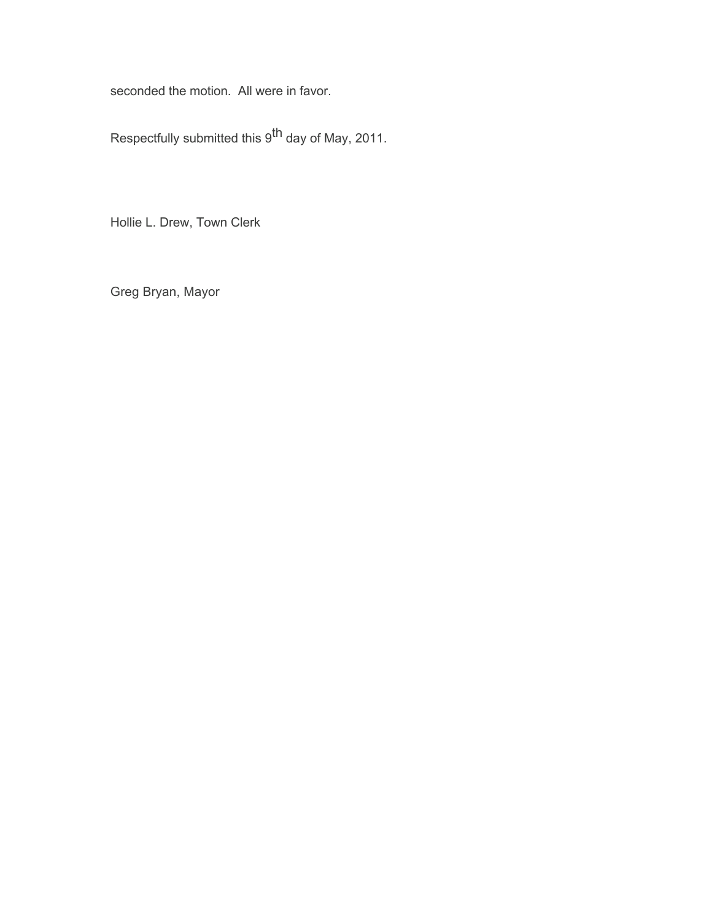seconded the motion.  All were in favor.

Respectfully submitted this 9th day of May, 2011.

Hollie L. Drew, Town Clerk

Greg Bryan, Mayor